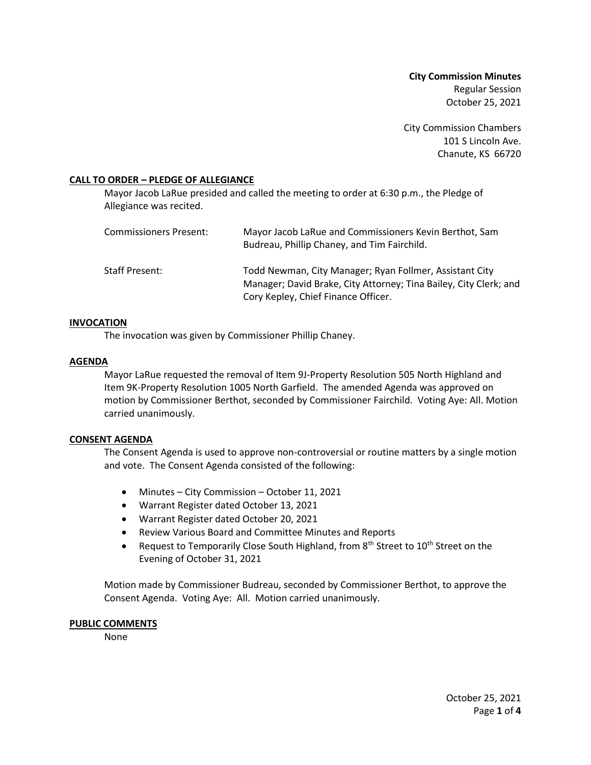**City Commission Minutes**
Regular Session
October 25, 2021

City Commission Chambers
101 S Lincoln Ave.
Chanute, KS 66720

## CALL TO ORDER – PLEDGE OF ALLEGIANCE

Mayor Jacob LaRue presided and called the meeting to order at 6:30 p.m., the Pledge of Allegiance was recited.

| | |
|---|---|
| Commissioners Present: | Mayor Jacob LaRue and Commissioners Kevin Berthot, Sam Budreau, Phillip Chaney, and Tim Fairchild. |
| Staff Present: | Todd Newman, City Manager; Ryan Follmer, Assistant City Manager; David Brake, City Attorney; Tina Bailey, City Clerk; and Cory Kepley, Chief Finance Officer. |

## INVOCATION

The invocation was given by Commissioner Phillip Chaney.

## AGENDA

Mayor LaRue requested the removal of Item 9J-Property Resolution 505 North Highland and Item 9K-Property Resolution 1005 North Garfield. The amended Agenda was approved on motion by Commissioner Berthot, seconded by Commissioner Fairchild. Voting Aye: All. Motion carried unanimously.

## CONSENT AGENDA

The Consent Agenda is used to approve non-controversial or routine matters by a single motion and vote. The Consent Agenda consisted of the following:

- Minutes – City Commission – October 11, 2021
- Warrant Register dated October 13, 2021
- Warrant Register dated October 20, 2021
- Review Various Board and Committee Minutes and Reports
- Request to Temporarily Close South Highland, from 8th Street to 10th Street on the Evening of October 31, 2021

Motion made by Commissioner Budreau, seconded by Commissioner Berthot, to approve the Consent Agenda. Voting Aye: All. Motion carried unanimously.

## PUBLIC COMMENTS

None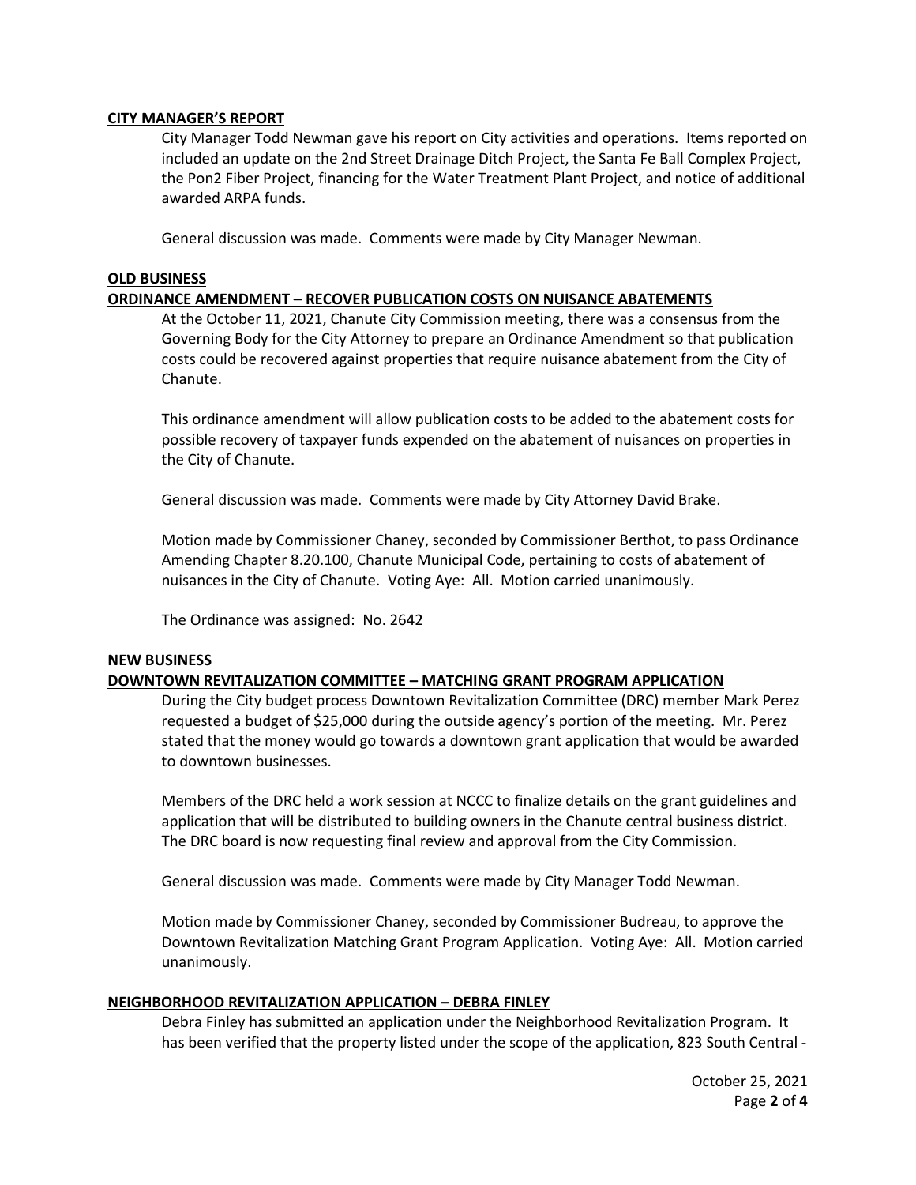**CITY MANAGER'S REPORT**

City Manager Todd Newman gave his report on City activities and operations. Items reported on included an update on the 2nd Street Drainage Ditch Project, the Santa Fe Ball Complex Project, the Pon2 Fiber Project, financing for the Water Treatment Plant Project, and notice of additional awarded ARPA funds.

General discussion was made. Comments were made by City Manager Newman.

**OLD BUSINESS**

**ORDINANCE AMENDMENT – RECOVER PUBLICATION COSTS ON NUISANCE ABATEMENTS**

At the October 11, 2021, Chanute City Commission meeting, there was a consensus from the Governing Body for the City Attorney to prepare an Ordinance Amendment so that publication costs could be recovered against properties that require nuisance abatement from the City of Chanute.

This ordinance amendment will allow publication costs to be added to the abatement costs for possible recovery of taxpayer funds expended on the abatement of nuisances on properties in the City of Chanute.

General discussion was made. Comments were made by City Attorney David Brake.

Motion made by Commissioner Chaney, seconded by Commissioner Berthot, to pass Ordinance Amending Chapter 8.20.100, Chanute Municipal Code, pertaining to costs of abatement of nuisances in the City of Chanute. Voting Aye: All. Motion carried unanimously.

The Ordinance was assigned: No. 2642

**NEW BUSINESS**

**DOWNTOWN REVITALIZATION COMMITTEE – MATCHING GRANT PROGRAM APPLICATION**

During the City budget process Downtown Revitalization Committee (DRC) member Mark Perez requested a budget of $25,000 during the outside agency's portion of the meeting. Mr. Perez stated that the money would go towards a downtown grant application that would be awarded to downtown businesses.

Members of the DRC held a work session at NCCC to finalize details on the grant guidelines and application that will be distributed to building owners in the Chanute central business district. The DRC board is now requesting final review and approval from the City Commission.

General discussion was made. Comments were made by City Manager Todd Newman.

Motion made by Commissioner Chaney, seconded by Commissioner Budreau, to approve the Downtown Revitalization Matching Grant Program Application. Voting Aye: All. Motion carried unanimously.

**NEIGHBORHOOD REVITALIZATION APPLICATION – DEBRA FINLEY**

Debra Finley has submitted an application under the Neighborhood Revitalization Program. It has been verified that the property listed under the scope of the application, 823 South Central -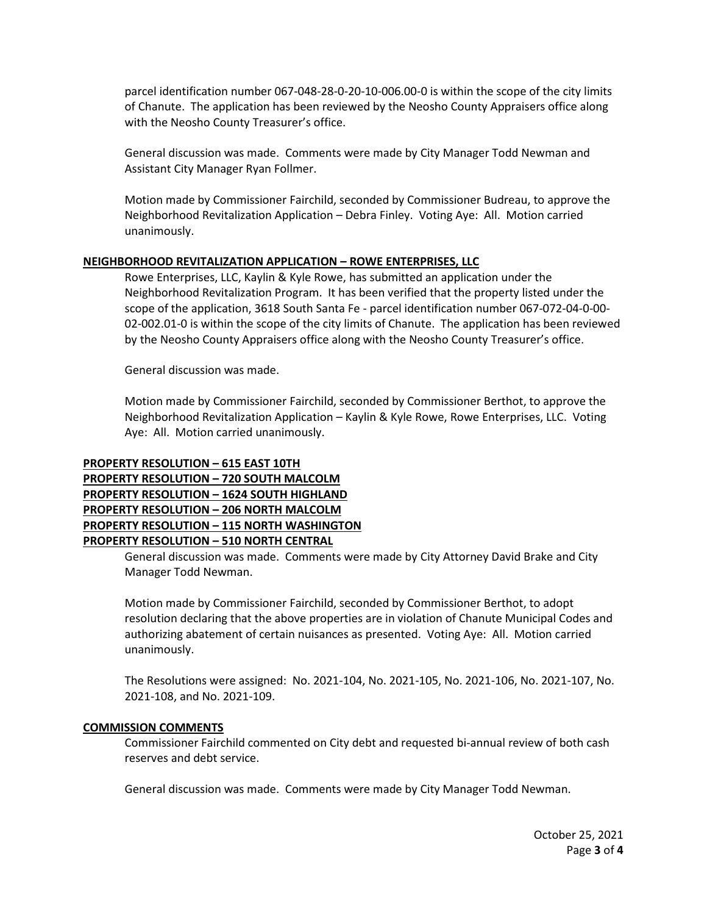parcel identification number 067-048-28-0-20-10-006.00-0 is within the scope of the city limits of Chanute. The application has been reviewed by the Neosho County Appraisers office along with the Neosho County Treasurer's office.

General discussion was made. Comments were made by City Manager Todd Newman and Assistant City Manager Ryan Follmer.

Motion made by Commissioner Fairchild, seconded by Commissioner Budreau, to approve the Neighborhood Revitalization Application – Debra Finley. Voting Aye: All. Motion carried unanimously.

**NEIGHBORHOOD REVITALIZATION APPLICATION – ROWE ENTERPRISES, LLC**

Rowe Enterprises, LLC, Kaylin & Kyle Rowe, has submitted an application under the Neighborhood Revitalization Program. It has been verified that the property listed under the scope of the application, 3618 South Santa Fe - parcel identification number 067-072-04-0-00-02-002.01-0 is within the scope of the city limits of Chanute. The application has been reviewed by the Neosho County Appraisers office along with the Neosho County Treasurer's office.

General discussion was made.

Motion made by Commissioner Fairchild, seconded by Commissioner Berthot, to approve the Neighborhood Revitalization Application – Kaylin & Kyle Rowe, Rowe Enterprises, LLC. Voting Aye: All. Motion carried unanimously.

**PROPERTY RESOLUTION – 615 EAST 10TH**
**PROPERTY RESOLUTION – 720 SOUTH MALCOLM**
**PROPERTY RESOLUTION – 1624 SOUTH HIGHLAND**
**PROPERTY RESOLUTION – 206 NORTH MALCOLM**
**PROPERTY RESOLUTION – 115 NORTH WASHINGTON**
**PROPERTY RESOLUTION – 510 NORTH CENTRAL**

General discussion was made. Comments were made by City Attorney David Brake and City Manager Todd Newman.

Motion made by Commissioner Fairchild, seconded by Commissioner Berthot, to adopt resolution declaring that the above properties are in violation of Chanute Municipal Codes and authorizing abatement of certain nuisances as presented. Voting Aye: All. Motion carried unanimously.

The Resolutions were assigned: No. 2021-104, No. 2021-105, No. 2021-106, No. 2021-107, No. 2021-108, and No. 2021-109.

**COMMISSION COMMENTS**

Commissioner Fairchild commented on City debt and requested bi-annual review of both cash reserves and debt service.

General discussion was made. Comments were made by City Manager Todd Newman.

October 25, 2021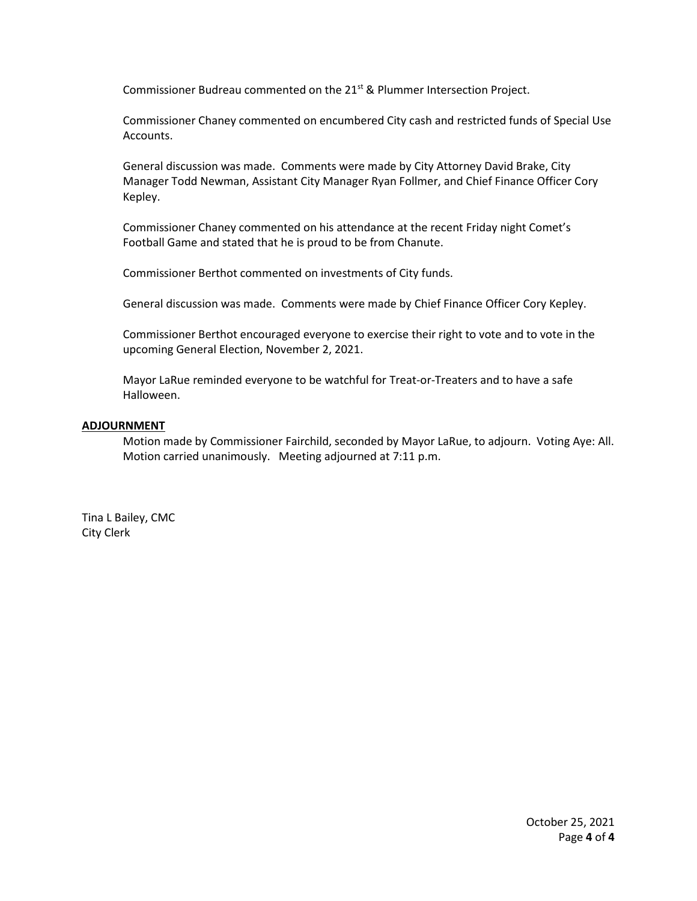Commissioner Budreau commented on the 21st & Plummer Intersection Project.

Commissioner Chaney commented on encumbered City cash and restricted funds of Special Use Accounts.

General discussion was made. Comments were made by City Attorney David Brake, City Manager Todd Newman, Assistant City Manager Ryan Follmer, and Chief Finance Officer Cory Kepley.

Commissioner Chaney commented on his attendance at the recent Friday night Comet's Football Game and stated that he is proud to be from Chanute.

Commissioner Berthot commented on investments of City funds.

General discussion was made. Comments were made by Chief Finance Officer Cory Kepley.

Commissioner Berthot encouraged everyone to exercise their right to vote and to vote in the upcoming General Election, November 2, 2021.

Mayor LaRue reminded everyone to be watchful for Treat-or-Treaters and to have a safe Halloween.

**ADJOURNMENT**

Motion made by Commissioner Fairchild, seconded by Mayor LaRue, to adjourn. Voting Aye: All. Motion carried unanimously. Meeting adjourned at 7:11 p.m.

Tina L Bailey, CMC
City Clerk